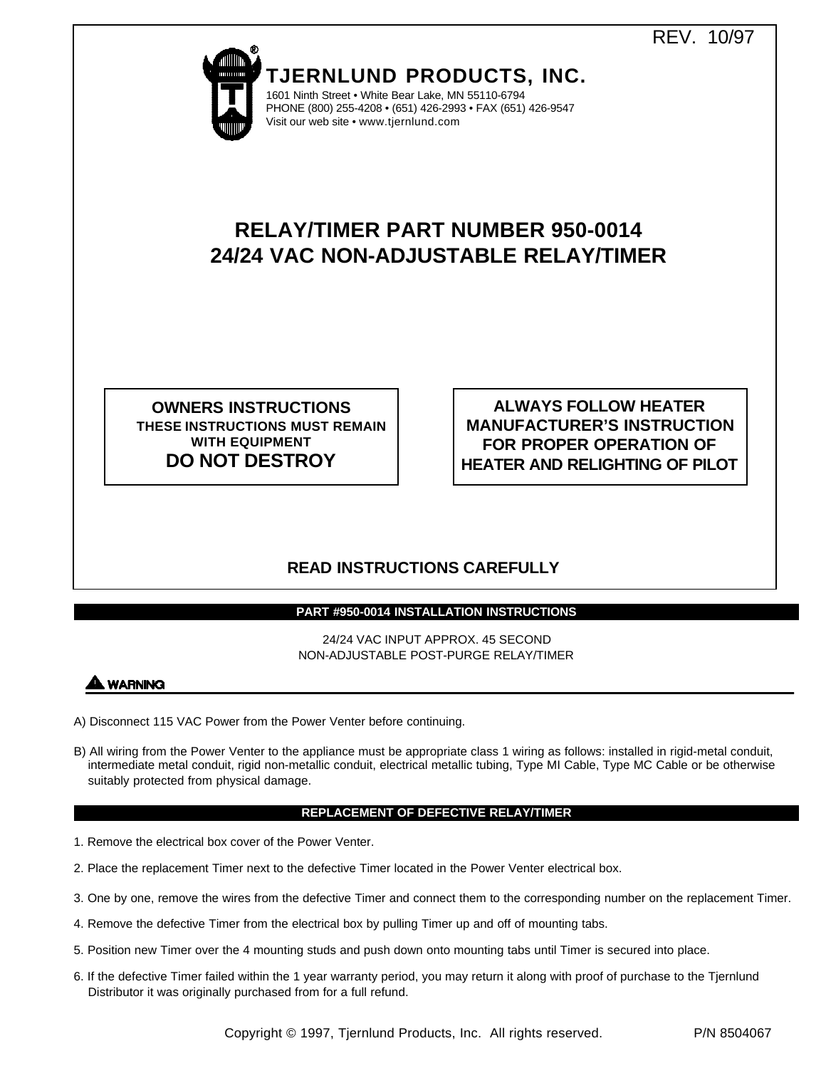REV. 10/97

**TJERNLUND PRODUCTS, INC.**

1601 Ninth Street • White Bear Lake, MN 55110-6794
PHONE (800) 255-4208 • (651) 426-2993 • FAX (651) 426-9547
Visit our web site • www.tjernlund.com

# RELAY/TIMER PART NUMBER 950-0014
# 24/24 VAC NON-ADJUSTABLE RELAY/TIMER

**OWNERS INSTRUCTIONS**
**THESE INSTRUCTIONS MUST REMAIN WITH EQUIPMENT**
**DO NOT DESTROY**

**ALWAYS FOLLOW HEATER MANUFACTURER'S INSTRUCTION FOR PROPER OPERATION OF HEATER AND RELIGHTING OF PILOT**

**READ INSTRUCTIONS CAREFULLY**

## PART #950-0014 INSTALLATION INSTRUCTIONS

24/24 VAC INPUT APPROX. 45 SECOND
NON-ADJUSTABLE POST-PURGE RELAY/TIMER

**⚠ WARNING**

A) Disconnect 115 VAC Power from the Power Venter before continuing.

B) All wiring from the Power Venter to the appliance must be appropriate class 1 wiring as follows: installed in rigid-metal conduit, intermediate metal conduit, rigid non-metallic conduit, electrical metallic tubing, Type MI Cable, Type MC Cable or be otherwise suitably protected from physical damage.

## REPLACEMENT OF DEFECTIVE RELAY/TIMER

1. Remove the electrical box cover of the Power Venter.
2. Place the replacement Timer next to the defective Timer located in the Power Venter electrical box.
3. One by one, remove the wires from the defective Timer and connect them to the corresponding number on the replacement Timer.
4. Remove the defective Timer from the electrical box by pulling Timer up and off of mounting tabs.
5. Position new Timer over the 4 mounting studs and push down onto mounting tabs until Timer is secured into place.
6. If the defective Timer failed within the 1 year warranty period, you may return it along with proof of purchase to the Tjernlund Distributor it was originally purchased from for a full refund.

Copyright © 1997, Tjernlund Products, Inc. All rights reserved. P/N 8504067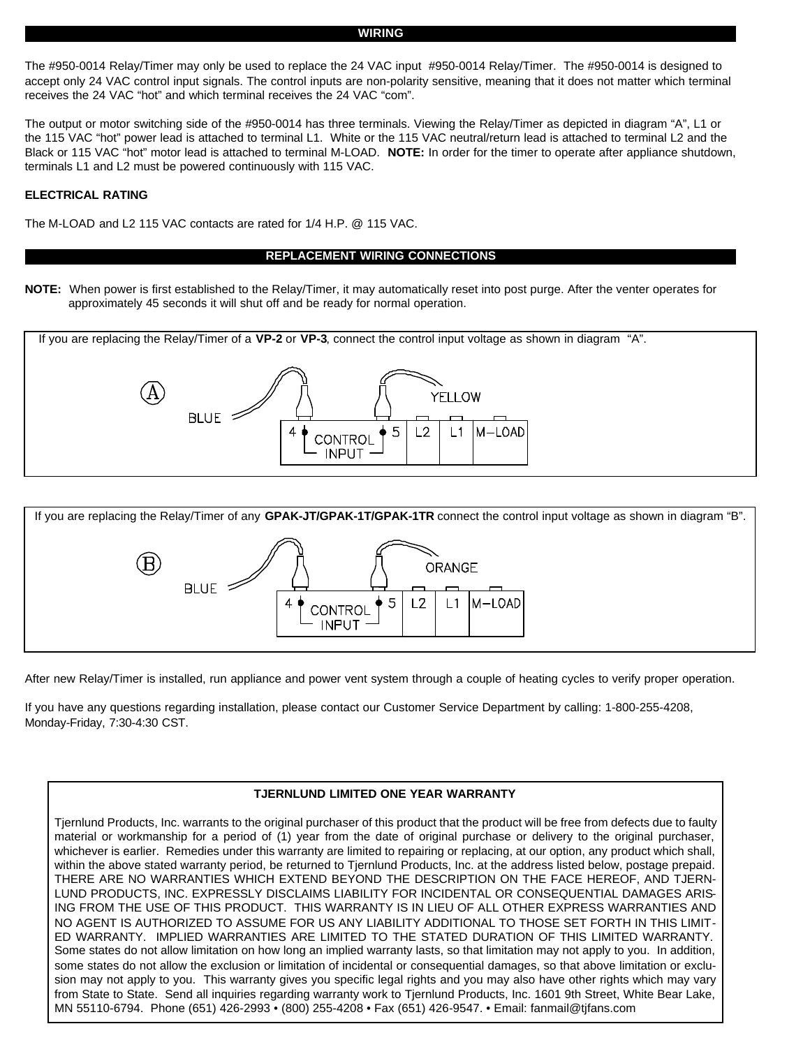## WIRING

The #950-0014 Relay/Timer may only be used to replace the 24 VAC input #950-0014 Relay/Timer. The #950-0014 is designed to accept only 24 VAC control input signals. The control inputs are non-polarity sensitive, meaning that it does not matter which terminal receives the 24 VAC "hot" and which terminal receives the 24 VAC "com".

The output or motor switching side of the #950-0014 has three terminals. Viewing the Relay/Timer as depicted in diagram "A", L1 or the 115 VAC "hot" power lead is attached to terminal L1. White or the 115 VAC neutral/return lead is attached to terminal L2 and the Black or 115 VAC "hot" motor lead is attached to terminal M-LOAD. **NOTE:** In order for the timer to operate after appliance shutdown, terminals L1 and L2 must be powered continuously with 115 VAC.

**ELECTRICAL RATING**

The M-LOAD and L2 115 VAC contacts are rated for 1/4 H.P. @ 115 VAC.

## REPLACEMENT WIRING CONNECTIONS

**NOTE:** When power is first established to the Relay/Timer, it may automatically reset into post purge. After the venter operates for approximately 45 seconds it will shut off and be ready for normal operation.

If you are replacing the Relay/Timer of a **VP-2** or **VP-3**, connect the control input voltage as shown in diagram "A".

A

BLUE

YELLOW

4 CONTROL INPUT 5 L2 L1 M–LOAD

If you are replacing the Relay/Timer of any **GPAK-JT/GPAK-1T/GPAK-1TR** connect the control input voltage as shown in diagram "B".

B

BLUE

ORANGE

4 CONTROL INPUT 5 L2 L1 M–LOAD

After new Relay/Timer is installed, run appliance and power vent system through a couple of heating cycles to verify proper operation.

If you have any questions regarding installation, please contact our Customer Service Department by calling: 1-800-255-4208, Monday-Friday, 7:30-4:30 CST.

**TJERNLUND LIMITED ONE YEAR WARRANTY**

Tjernlund Products, Inc. warrants to the original purchaser of this product that the product will be free from defects due to faulty material or workmanship for a period of (1) year from the date of original purchase or delivery to the original purchaser, whichever is earlier. Remedies under this warranty are limited to repairing or replacing, at our option, any product which shall, within the above stated warranty period, be returned to Tjernlund Products, Inc. at the address listed below, postage prepaid. THERE ARE NO WARRANTIES WHICH EXTEND BEYOND THE DESCRIPTION ON THE FACE HEREOF, AND TJERNLUND PRODUCTS, INC. EXPRESSLY DISCLAIMS LIABILITY FOR INCIDENTAL OR CONSEQUENTIAL DAMAGES ARISING FROM THE USE OF THIS PRODUCT. THIS WARRANTY IS IN LIEU OF ALL OTHER EXPRESS WARRANTIES AND NO AGENT IS AUTHORIZED TO ASSUME FOR US ANY LIABILITY ADDITIONAL TO THOSE SET FORTH IN THIS LIMITED WARRANTY. IMPLIED WARRANTIES ARE LIMITED TO THE STATED DURATION OF THIS LIMITED WARRANTY. Some states do not allow limitation on how long an implied warranty lasts, so that limitation may not apply to you. In addition, some states do not allow the exclusion or limitation of incidental or consequential damages, so that above limitation or exclusion may not apply to you. This warranty gives you specific legal rights and you may also have other rights which may vary from State to State. Send all inquiries regarding warranty work to Tjernlund Products, Inc. 1601 9th Street, White Bear Lake, MN 55110-6794. Phone (651) 426-2993 • (800) 255-4208 • Fax (651) 426-9547. • Email: fanmail@tjfans.com